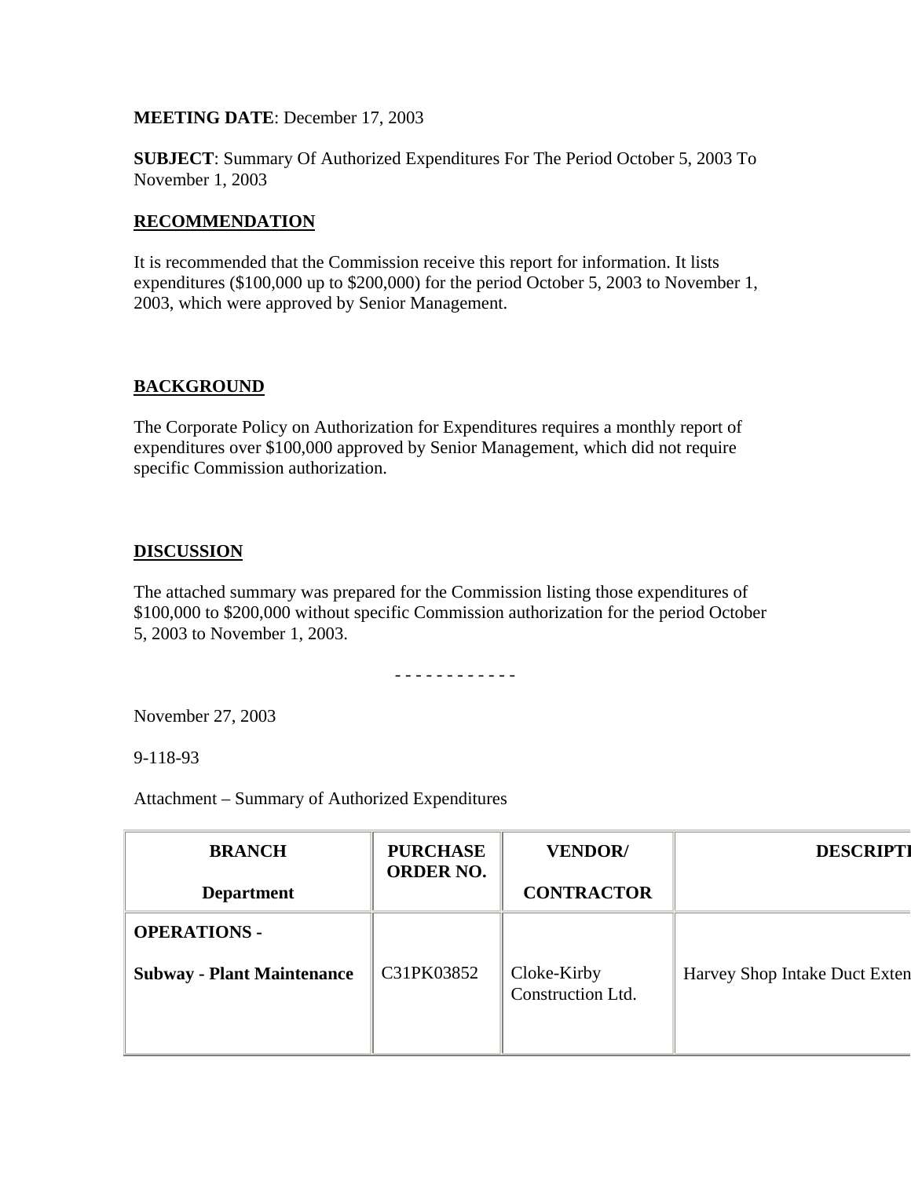**MEETING DATE**: December 17, 2003

**SUBJECT**: Summary Of Authorized Expenditures For The Period October 5, 2003 To November 1, 2003

## RECOMMENDATION

It is recommended that the Commission receive this report for information. It lists expenditures ($100,000 up to $200,000) for the period October 5, 2003 to November 1, 2003, which were approved by Senior Management.

## BACKGROUND

The Corporate Policy on Authorization for Expenditures requires a monthly report of expenditures over $100,000 approved by Senior Management, which did not require specific Commission authorization.

## DISCUSSION

The attached summary was prepared for the Commission listing those expenditures of $100,000 to $200,000 without specific Commission authorization for the period October 5, 2003 to November 1, 2003.

\- - - - - - - - - - - -

November 27, 2003

9-118-93

Attachment – Summary of Authorized Expenditures

| BRANCH<br><br>Department | PURCHASE ORDER NO. | VENDOR/<br><br>CONTRACTOR | DESCRIPTI |
|---|---|---|---|
| **OPERATIONS -**<br><br>**Subway - Plant Maintenance** | C31PK03852 | Cloke-Kirby Construction Ltd. | Harvey Shop Intake Duct Exten |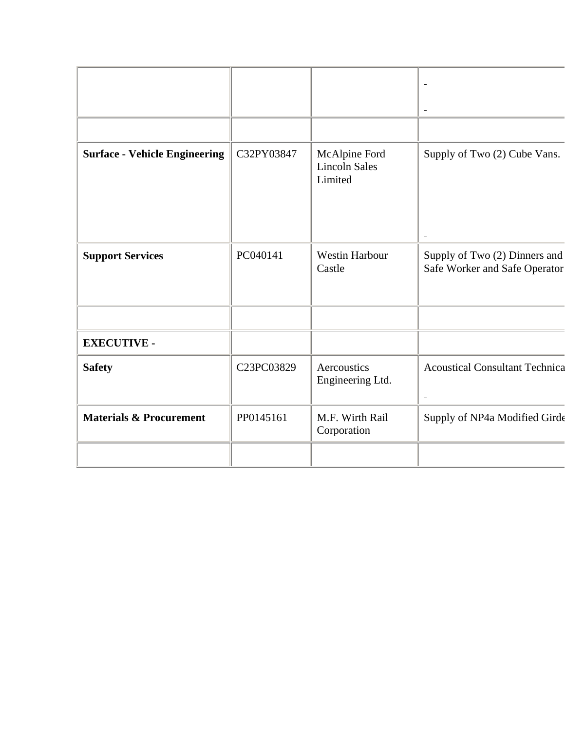| | | | |
|---|---|---|---|
| | | | |
| | | | |
| **Surface - Vehicle Engineering** | C32PY03847 | McAlpine Ford Lincoln Sales Limited | Supply of Two (2) Cube Vans. |
| **Support Services** | PC040141 | Westin Harbour Castle | Supply of Two (2) Dinners and Safe Worker and Safe Operator |
| | | | |
| **EXECUTIVE -** | | | |
| **Safety** | C23PC03829 | Aercoustics Engineering Ltd. | Acoustical Consultant Technica |
| **Materials & Procurement** | PP0145161 | M.F. Wirth Rail Corporation | Supply of NP4a Modified Girde |
| | | | |